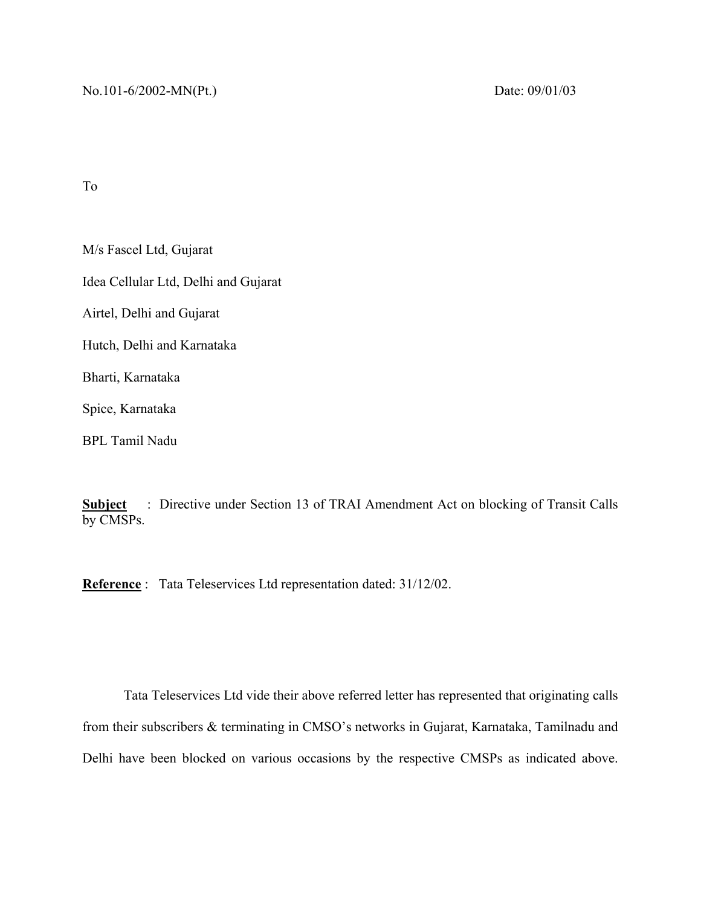No.101-6/2002-MN(Pt.)	Date: 09/01/03

To

M/s Fascel Ltd, Gujarat

Idea Cellular Ltd, Delhi and Gujarat

Airtel, Delhi and Gujarat

Hutch, Delhi and Karnataka

Bharti, Karnataka

Spice, Karnataka

BPL Tamil Nadu

**Subject** : Directive under Section 13 of TRAI Amendment Act on blocking of Transit Calls by CMSPs.

**Reference** : Tata Teleservices Ltd representation dated: 31/12/02.

Tata Teleservices Ltd vide their above referred letter has represented that originating calls from their subscribers & terminating in CMSO's networks in Gujarat, Karnataka, Tamilnadu and Delhi have been blocked on various occasions by the respective CMSPs as indicated above.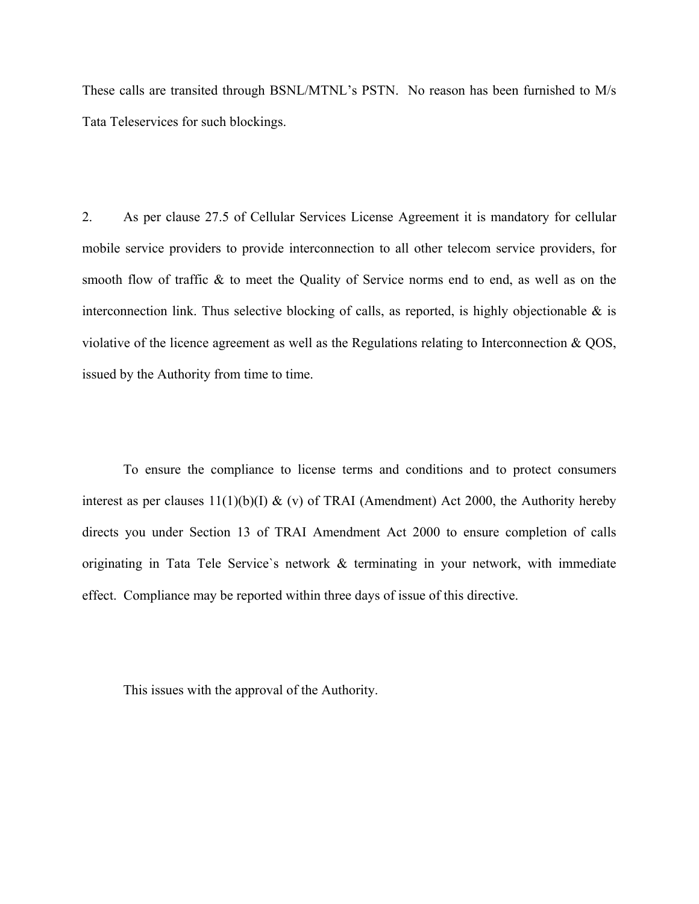These calls are transited through BSNL/MTNL's PSTN. No reason has been furnished to M/s Tata Teleservices for such blockings.

2. As per clause 27.5 of Cellular Services License Agreement it is mandatory for cellular mobile service providers to provide interconnection to all other telecom service providers, for smooth flow of traffic & to meet the Quality of Service norms end to end, as well as on the interconnection link. Thus selective blocking of calls, as reported, is highly objectionable & is violative of the licence agreement as well as the Regulations relating to Interconnection & QOS, issued by the Authority from time to time.

To ensure the compliance to license terms and conditions and to protect consumers interest as per clauses 11(1)(b)(I) & (v) of TRAI (Amendment) Act 2000, the Authority hereby directs you under Section 13 of TRAI Amendment Act 2000 to ensure completion of calls originating in Tata Tele Service`s network & terminating in your network, with immediate effect. Compliance may be reported within three days of issue of this directive.

This issues with the approval of the Authority.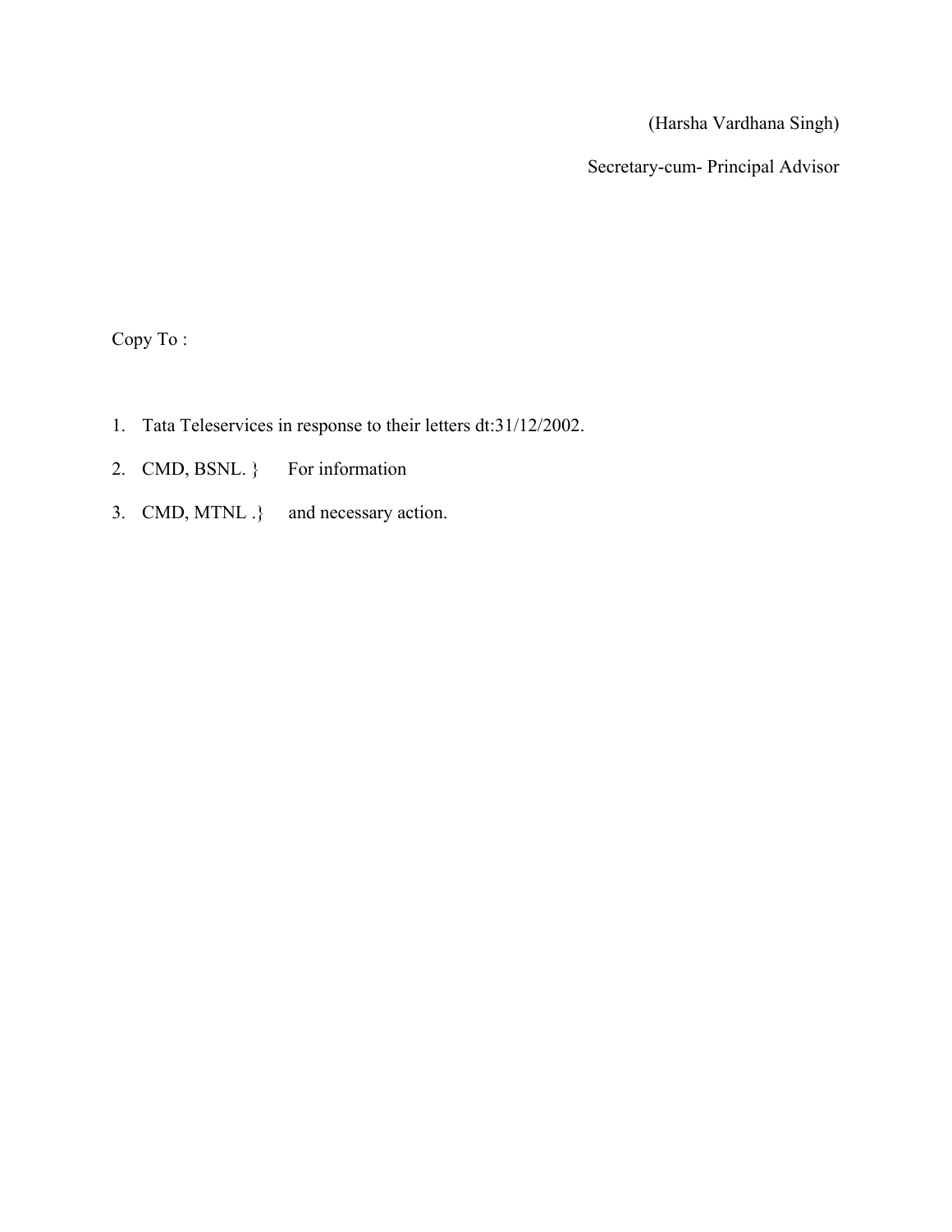(Harsha Vardhana Singh)

Secretary-cum- Principal Advisor

Copy To :

1. Tata Teleservices in response to their letters dt:31/12/2002.
2. CMD, BSNL. }      For information
3. CMD, MTNL .}      and necessary action.